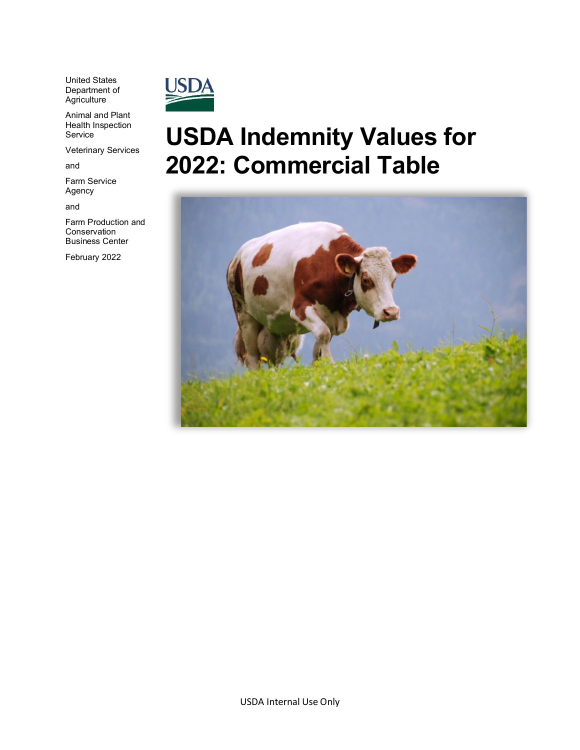United States Department of Agriculture

Animal and Plant Health Inspection Service

Veterinary Services

and

Farm Service Agency

and

Farm Production and Conservation Business Center

February 2022

# USDA Indemnity Values for 2022: Commercial Table

USDA Internal Use Only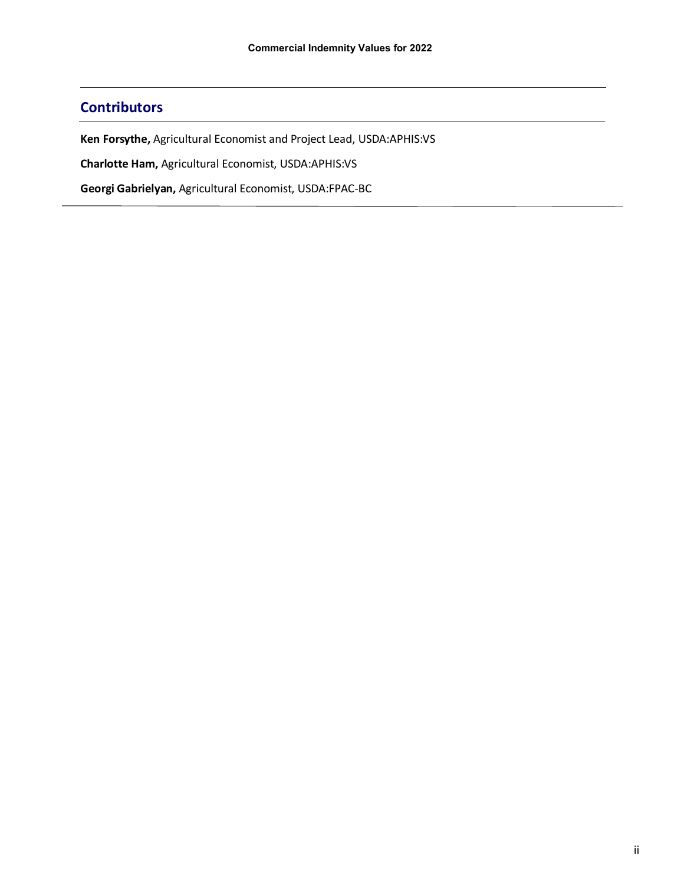## Contributors

**Ken Forsythe,** Agricultural Economist and Project Lead, USDA:APHIS:VS

**Charlotte Ham,** Agricultural Economist, USDA:APHIS:VS

**Georgi Gabrielyan,** Agricultural Economist, USDA:FPAC-BC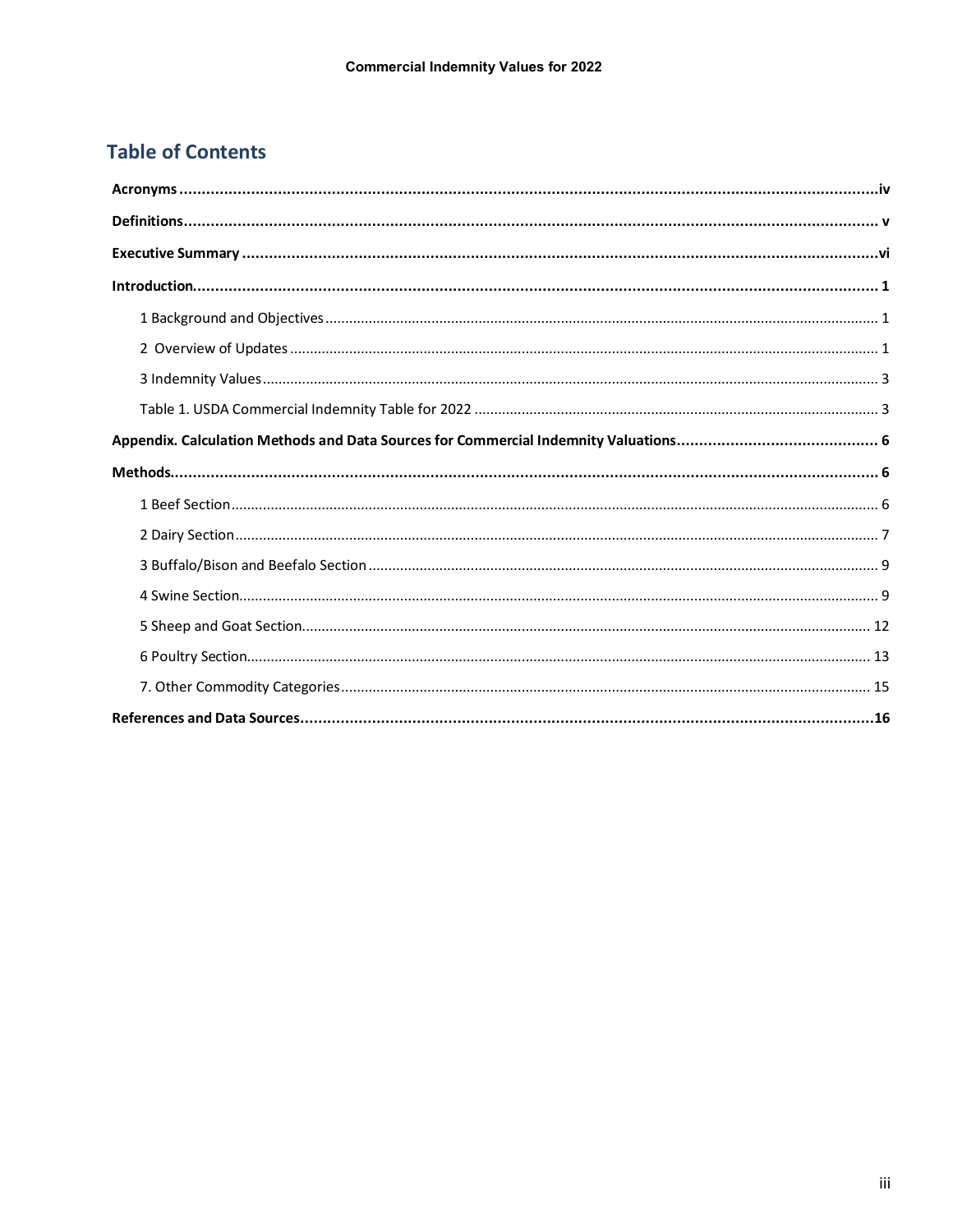# Table of Contents

**Acronyms** .......... iv

**Definitions** .......... v

**Executive Summary** .......... vi

**Introduction** .......... 1

- 1 Background and Objectives .......... 1
- 2 Overview of Updates .......... 1
- 3 Indemnity Values .......... 3
- Table 1. USDA Commercial Indemnity Table for 2022 .......... 3

**Appendix. Calculation Methods and Data Sources for Commercial Indemnity Valuations** .......... 6

**Methods** .......... 6

- 1 Beef Section .......... 6
- 2 Dairy Section .......... 7
- 3 Buffalo/Bison and Beefalo Section .......... 9
- 4 Swine Section .......... 9
- 5 Sheep and Goat Section .......... 12
- 6 Poultry Section .......... 13
- 7. Other Commodity Categories .......... 15

**References and Data Sources** .......... 16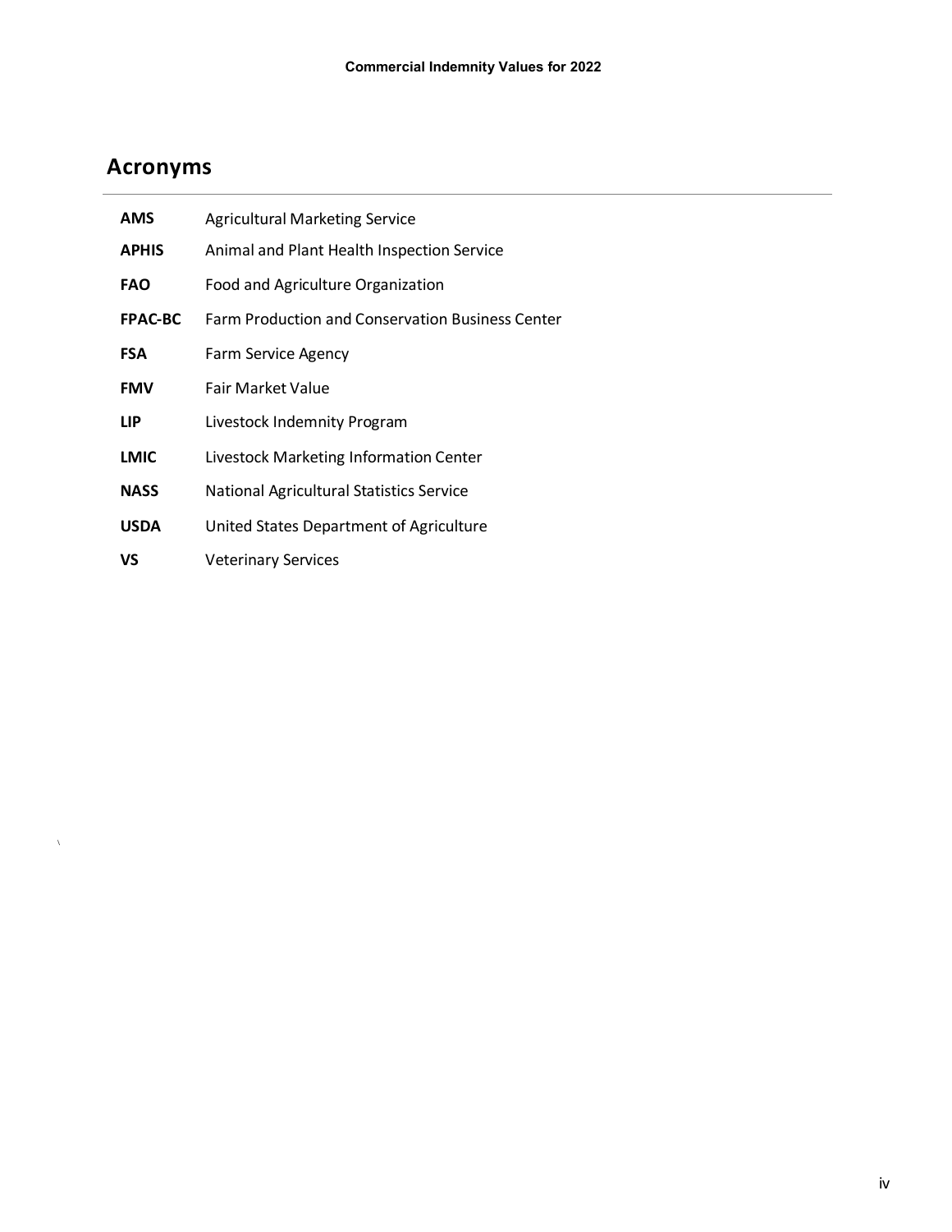## Acronyms

| | |
|---|---|
| **AMS** | Agricultural Marketing Service |
| **APHIS** | Animal and Plant Health Inspection Service |
| **FAO** | Food and Agriculture Organization |
| **FPAC-BC** | Farm Production and Conservation Business Center |
| **FSA** | Farm Service Agency |
| **FMV** | Fair Market Value |
| **LIP** | Livestock Indemnity Program |
| **LMIC** | Livestock Marketing Information Center |
| **NASS** | National Agricultural Statistics Service |
| **USDA** | United States Department of Agriculture |
| **VS** | Veterinary Services |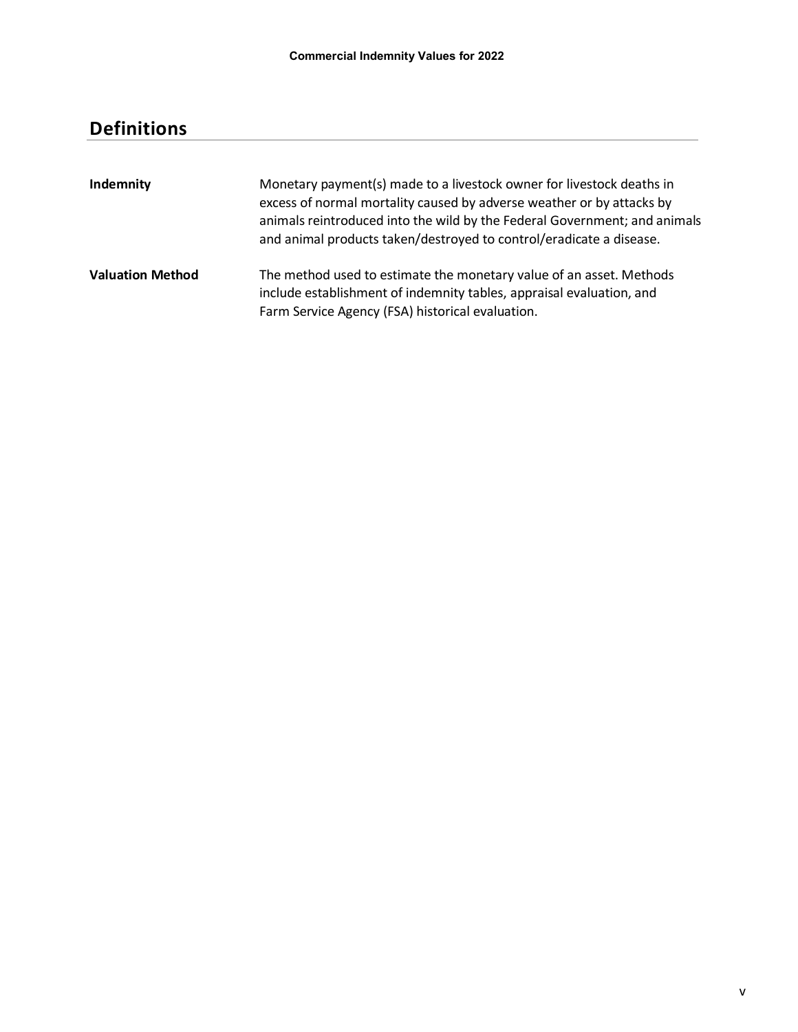## Definitions

| | |
|---|---|
| **Indemnity** | Monetary payment(s) made to a livestock owner for livestock deaths in excess of normal mortality caused by adverse weather or by attacks by animals reintroduced into the wild by the Federal Government; and animals and animal products taken/destroyed to control/eradicate a disease. |
| **Valuation Method** | The method used to estimate the monetary value of an asset. Methods include establishment of indemnity tables, appraisal evaluation, and Farm Service Agency (FSA) historical evaluation. |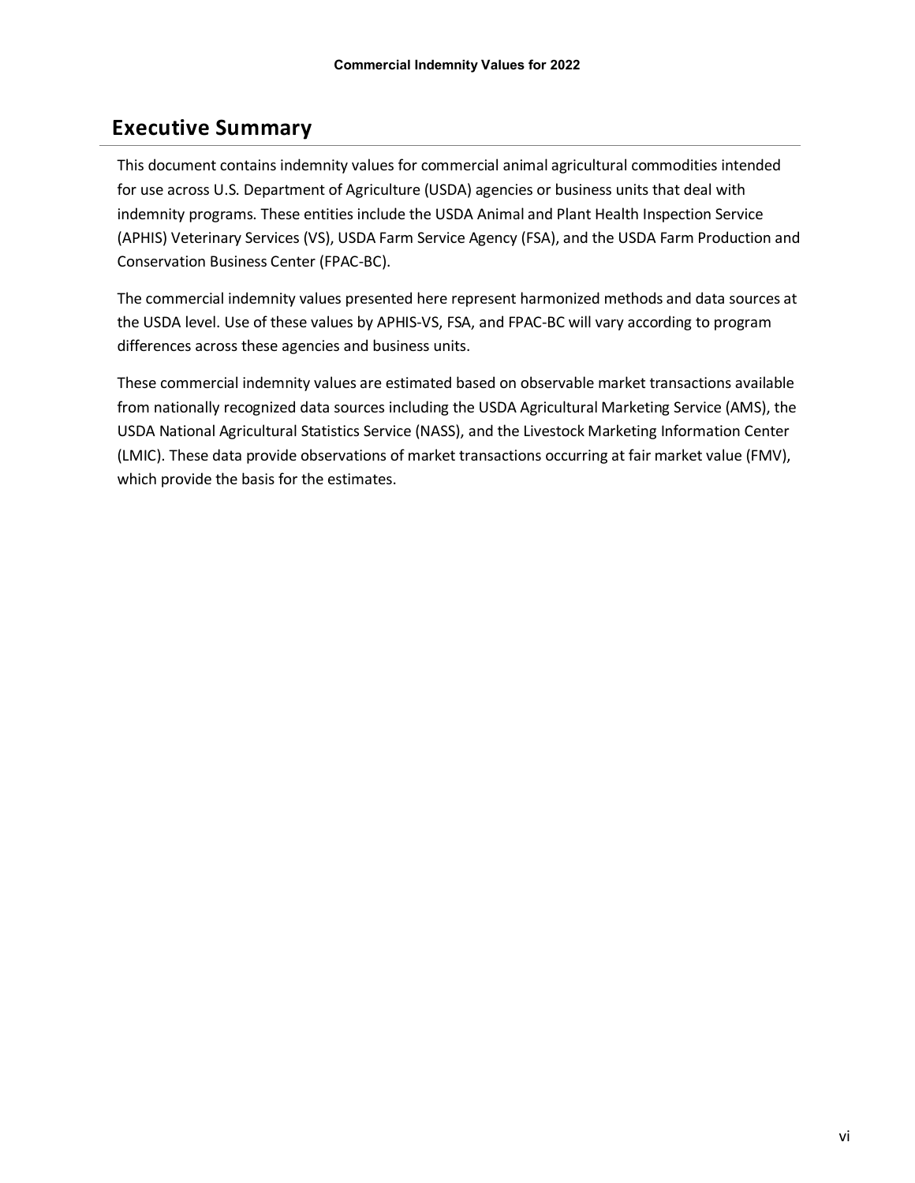## Executive Summary

This document contains indemnity values for commercial animal agricultural commodities intended for use across U.S. Department of Agriculture (USDA) agencies or business units that deal with indemnity programs. These entities include the USDA Animal and Plant Health Inspection Service (APHIS) Veterinary Services (VS), USDA Farm Service Agency (FSA), and the USDA Farm Production and Conservation Business Center (FPAC-BC).

The commercial indemnity values presented here represent harmonized methods and data sources at the USDA level. Use of these values by APHIS-VS, FSA, and FPAC-BC will vary according to program differences across these agencies and business units.

These commercial indemnity values are estimated based on observable market transactions available from nationally recognized data sources including the USDA Agricultural Marketing Service (AMS), the USDA National Agricultural Statistics Service (NASS), and the Livestock Marketing Information Center (LMIC). These data provide observations of market transactions occurring at fair market value (FMV), which provide the basis for the estimates.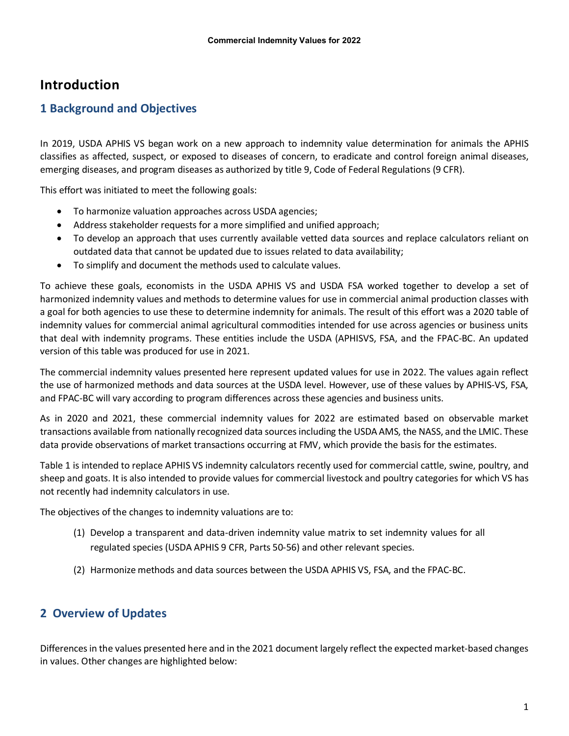# Introduction

## 1 Background and Objectives

In 2019, USDA APHIS VS began work on a new approach to indemnity value determination for animals the APHIS classifies as affected, suspect, or exposed to diseases of concern, to eradicate and control foreign animal diseases, emerging diseases, and program diseases as authorized by title 9, Code of Federal Regulations (9 CFR).

This effort was initiated to meet the following goals:

- To harmonize valuation approaches across USDA agencies;
- Address stakeholder requests for a more simplified and unified approach;
- To develop an approach that uses currently available vetted data sources and replace calculators reliant on outdated data that cannot be updated due to issues related to data availability;
- To simplify and document the methods used to calculate values.

To achieve these goals, economists in the USDA APHIS VS and USDA FSA worked together to develop a set of harmonized indemnity values and methods to determine values for use in commercial animal production classes with a goal for both agencies to use these to determine indemnity for animals. The result of this effort was a 2020 table of indemnity values for commercial animal agricultural commodities intended for use across agencies or business units that deal with indemnity programs. These entities include the USDA (APHISVS, FSA, and the FPAC-BC. An updated version of this table was produced for use in 2021.

The commercial indemnity values presented here represent updated values for use in 2022. The values again reflect the use of harmonized methods and data sources at the USDA level. However, use of these values by APHIS-VS, FSA, and FPAC-BC will vary according to program differences across these agencies and business units.

As in 2020 and 2021, these commercial indemnity values for 2022 are estimated based on observable market transactions available from nationally recognized data sources including the USDA AMS, the NASS, and the LMIC. These data provide observations of market transactions occurring at FMV, which provide the basis for the estimates.

Table 1 is intended to replace APHIS VS indemnity calculators recently used for commercial cattle, swine, poultry, and sheep and goats. It is also intended to provide values for commercial livestock and poultry categories for which VS has not recently had indemnity calculators in use.

The objectives of the changes to indemnity valuations are to:

(1) Develop a transparent and data-driven indemnity value matrix to set indemnity values for all regulated species (USDA APHIS 9 CFR, Parts 50-56) and other relevant species.

(2) Harmonize methods and data sources between the USDA APHIS VS, FSA, and the FPAC-BC.

## 2 Overview of Updates

Differences in the values presented here and in the 2021 document largely reflect the expected market-based changes in values. Other changes are highlighted below: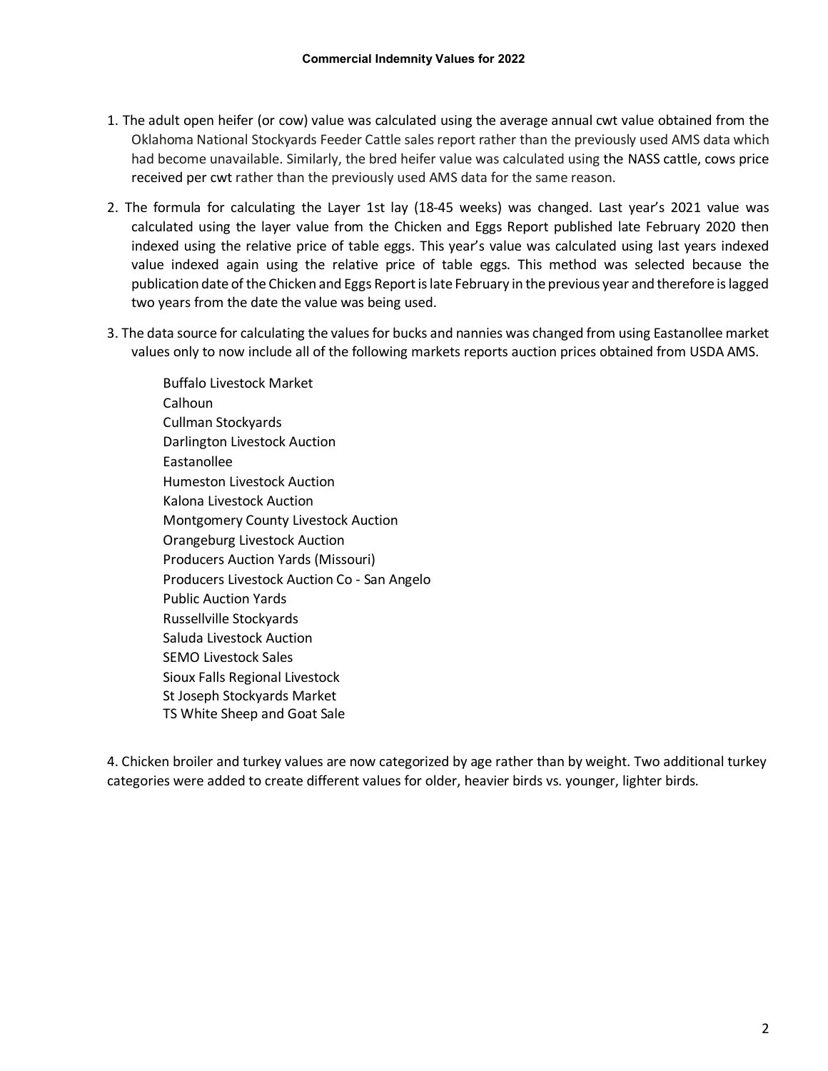**Commercial Indemnity Values for 2022**

1. The adult open heifer (or cow) value was calculated using the average annual cwt value obtained from the Oklahoma National Stockyards Feeder Cattle sales report rather than the previously used AMS data which had become unavailable. Similarly, the bred heifer value was calculated using the NASS cattle, cows price received per cwt rather than the previously used AMS data for the same reason.

2. The formula for calculating the Layer 1st lay (18-45 weeks) was changed. Last year's 2021 value was calculated using the layer value from the Chicken and Eggs Report published late February 2020 then indexed using the relative price of table eggs. This year's value was calculated using last years indexed value indexed again using the relative price of table eggs. This method was selected because the publication date of the Chicken and Eggs Report is late February in the previous year and therefore is lagged two years from the date the value was being used.

3. The data source for calculating the values for bucks and nannies was changed from using Eastanollee market values only to now include all of the following markets reports auction prices obtained from USDA AMS.

   Buffalo Livestock Market
   Calhoun
   Cullman Stockyards
   Darlington Livestock Auction
   Eastanollee
   Humeston Livestock Auction
   Kalona Livestock Auction
   Montgomery County Livestock Auction
   Orangeburg Livestock Auction
   Producers Auction Yards (Missouri)
   Producers Livestock Auction Co - San Angelo
   Public Auction Yards
   Russellville Stockyards
   Saluda Livestock Auction
   SEMO Livestock Sales
   Sioux Falls Regional Livestock
   St Joseph Stockyards Market
   TS White Sheep and Goat Sale

4. Chicken broiler and turkey values are now categorized by age rather than by weight. Two additional turkey categories were added to create different values for older, heavier birds vs. younger, lighter birds.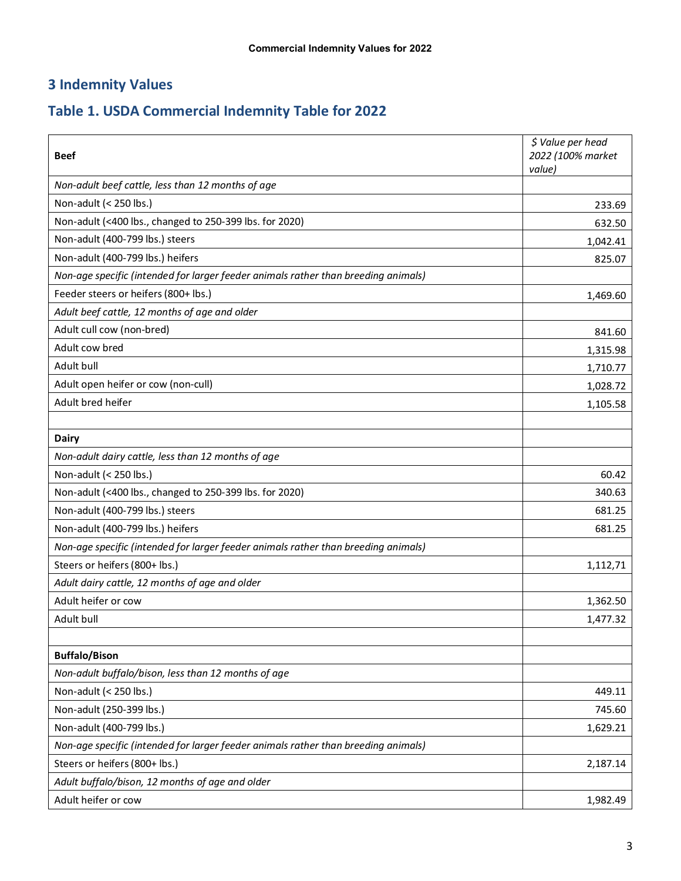# 3 Indemnity Values

## Table 1. USDA Commercial Indemnity Table for 2022

| **Beef** | *$ Value per head 2022 (100% market value)* |
|---|---|
| *Non-adult beef cattle, less than 12 months of age* | |
| Non-adult (< 250 lbs.) | 233.69 |
| Non-adult (<400 lbs., changed to 250-399 lbs. for 2020) | 632.50 |
| Non-adult (400-799 lbs.) steers | 1,042.41 |
| Non-adult (400-799 lbs.) heifers | 825.07 |
| *Non-age specific (intended for larger feeder animals rather than breeding animals)* | |
| Feeder steers or heifers (800+ lbs.) | 1,469.60 |
| *Adult beef cattle, 12 months of age and older* | |
| Adult cull cow (non-bred) | 841.60 |
| Adult cow bred | 1,315.98 |
| Adult bull | 1,710.77 |
| Adult open heifer or cow (non-cull) | 1,028.72 |
| Adult bred heifer | 1,105.58 |
| | |
| **Dairy** | |
| *Non-adult dairy cattle, less than 12 months of age* | |
| Non-adult (< 250 lbs.) | 60.42 |
| Non-adult (<400 lbs., changed to 250-399 lbs. for 2020) | 340.63 |
| Non-adult (400-799 lbs.) steers | 681.25 |
| Non-adult (400-799 lbs.) heifers | 681.25 |
| *Non-age specific (intended for larger feeder animals rather than breeding animals)* | |
| Steers or heifers (800+ lbs.) | 1,112,71 |
| *Adult dairy cattle, 12 months of age and older* | |
| Adult heifer or cow | 1,362.50 |
| Adult bull | 1,477.32 |
| | |
| **Buffalo/Bison** | |
| *Non-adult buffalo/bison, less than 12 months of age* | |
| Non-adult (< 250 lbs.) | 449.11 |
| Non-adult (250-399 lbs.) | 745.60 |
| Non-adult (400-799 lbs.) | 1,629.21 |
| *Non-age specific (intended for larger feeder animals rather than breeding animals)* | |
| Steers or heifers (800+ lbs.) | 2,187.14 |
| *Adult buffalo/bison, 12 months of age and older* | |
| Adult heifer or cow | 1,982.49 |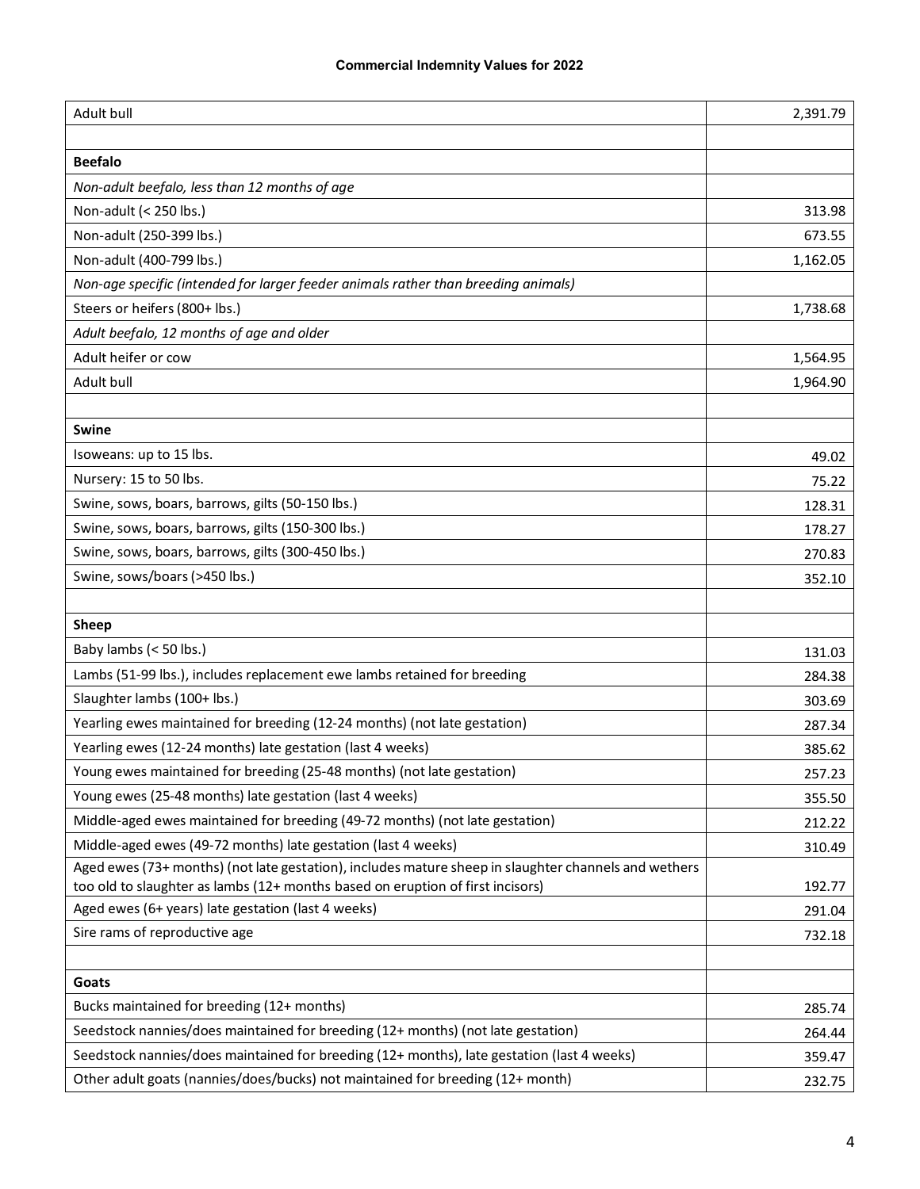**Commercial Indemnity Values for 2022**

| | |
|---|---|
| Adult bull | 2,391.79 |
| | |
| **Beefalo** | |
| *Non-adult beefalo, less than 12 months of age* | |
| Non-adult (< 250 lbs.) | 313.98 |
| Non-adult (250-399 lbs.) | 673.55 |
| Non-adult (400-799 lbs.) | 1,162.05 |
| *Non-age specific (intended for larger feeder animals rather than breeding animals)* | |
| Steers or heifers (800+ lbs.) | 1,738.68 |
| *Adult beefalo, 12 months of age and older* | |
| Adult heifer or cow | 1,564.95 |
| Adult bull | 1,964.90 |
| | |
| **Swine** | |
| Isoweans: up to 15 lbs. | 49.02 |
| Nursery: 15 to 50 lbs. | 75.22 |
| Swine, sows, boars, barrows, gilts (50-150 lbs.) | 128.31 |
| Swine, sows, boars, barrows, gilts (150-300 lbs.) | 178.27 |
| Swine, sows, boars, barrows, gilts (300-450 lbs.) | 270.83 |
| Swine, sows/boars (>450 lbs.) | 352.10 |
| | |
| **Sheep** | |
| Baby lambs (< 50 lbs.) | 131.03 |
| Lambs (51-99 lbs.), includes replacement ewe lambs retained for breeding | 284.38 |
| Slaughter lambs (100+ lbs.) | 303.69 |
| Yearling ewes maintained for breeding (12-24 months) (not late gestation) | 287.34 |
| Yearling ewes (12-24 months) late gestation (last 4 weeks) | 385.62 |
| Young ewes maintained for breeding (25-48 months) (not late gestation) | 257.23 |
| Young ewes (25-48 months) late gestation (last 4 weeks) | 355.50 |
| Middle-aged ewes maintained for breeding (49-72 months) (not late gestation) | 212.22 |
| Middle-aged ewes (49-72 months) late gestation (last 4 weeks) | 310.49 |
| Aged ewes (73+ months) (not late gestation), includes mature sheep in slaughter channels and wethers too old to slaughter as lambs (12+ months based on eruption of first incisors) | 192.77 |
| Aged ewes (6+ years) late gestation (last 4 weeks) | 291.04 |
| Sire rams of reproductive age | 732.18 |
| | |
| **Goats** | |
| Bucks maintained for breeding (12+ months) | 285.74 |
| Seedstock nannies/does maintained for breeding (12+ months) (not late gestation) | 264.44 |
| Seedstock nannies/does maintained for breeding (12+ months), late gestation (last 4 weeks) | 359.47 |
| Other adult goats (nannies/does/bucks) not maintained for breeding (12+ month) | 232.75 |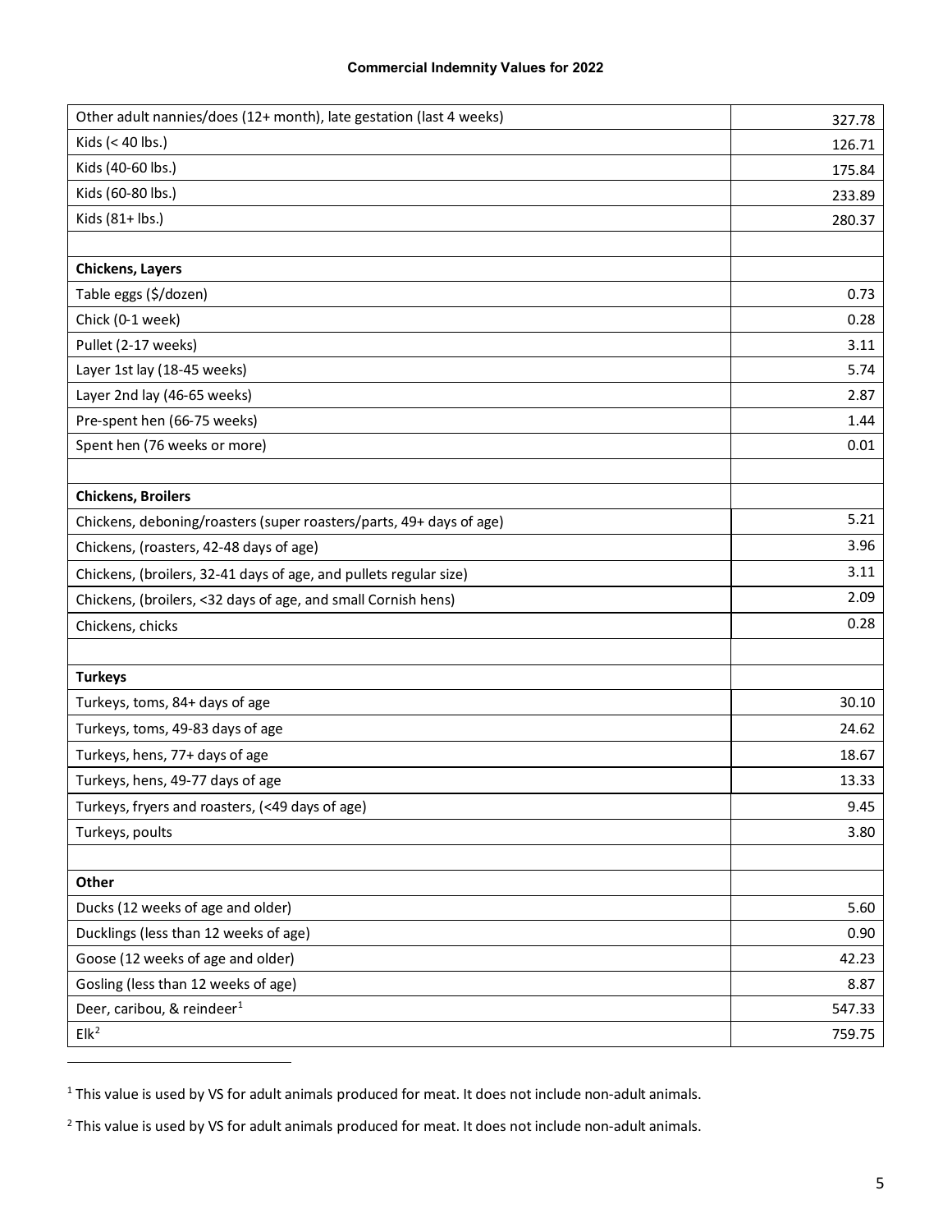**Commercial Indemnity Values for 2022**

| | |
|---|---|
| Other adult nannies/does (12+ month), late gestation (last 4 weeks) | 327.78 |
| Kids (< 40 lbs.) | 126.71 |
| Kids (40-60 lbs.) | 175.84 |
| Kids (60-80 lbs.) | 233.89 |
| Kids (81+ lbs.) | 280.37 |
| | |
| **Chickens, Layers** | |
| Table eggs ($/dozen) | 0.73 |
| Chick (0-1 week) | 0.28 |
| Pullet (2-17 weeks) | 3.11 |
| Layer 1st lay (18-45 weeks) | 5.74 |
| Layer 2nd lay (46-65 weeks) | 2.87 |
| Pre-spent hen (66-75 weeks) | 1.44 |
| Spent hen (76 weeks or more) | 0.01 |
| | |
| **Chickens, Broilers** | |
| Chickens, deboning/roasters (super roasters/parts, 49+ days of age) | 5.21 |
| Chickens, (roasters, 42-48 days of age) | 3.96 |
| Chickens, (broilers, 32-41 days of age, and pullets regular size) | 3.11 |
| Chickens, (broilers, <32 days of age, and small Cornish hens) | 2.09 |
| Chickens, chicks | 0.28 |
| | |
| **Turkeys** | |
| Turkeys, toms, 84+ days of age | 30.10 |
| Turkeys, toms, 49-83 days of age | 24.62 |
| Turkeys, hens, 77+ days of age | 18.67 |
| Turkeys, hens, 49-77 days of age | 13.33 |
| Turkeys, fryers and roasters, (<49 days of age) | 9.45 |
| Turkeys, poults | 3.80 |
| | |
| **Other** | |
| Ducks (12 weeks of age and older) | 5.60 |
| Ducklings (less than 12 weeks of age) | 0.90 |
| Goose (12 weeks of age and older) | 42.23 |
| Gosling (less than 12 weeks of age) | 8.87 |
| Deer, caribou, & reindeer[1] | 547.33 |
| Elk[2] | 759.75 |

[1] This value is used by VS for adult animals produced for meat. It does not include non-adult animals.

[2] This value is used by VS for adult animals produced for meat. It does not include non-adult animals.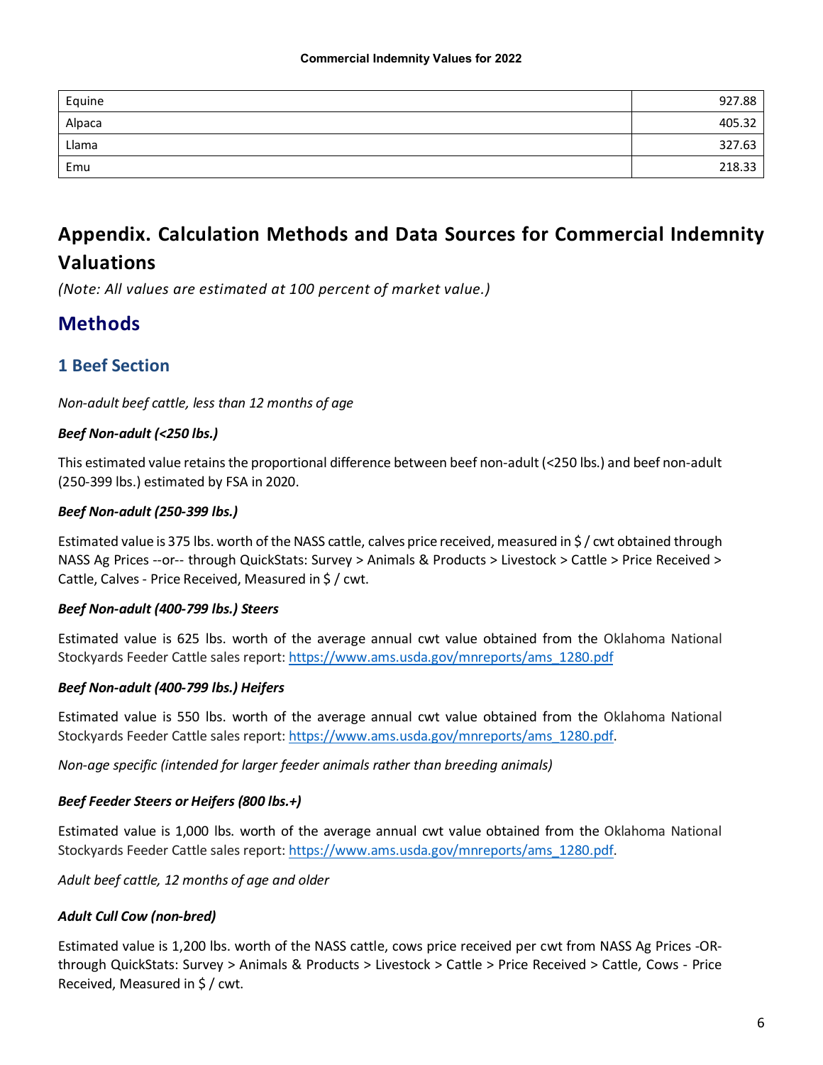| | |
|---|---|
| Equine | 927.88 |
| Alpaca | 405.32 |
| Llama | 327.63 |
| Emu | 218.33 |

# Appendix. Calculation Methods and Data Sources for Commercial Indemnity Valuations

*(Note: All values are estimated at 100 percent of market value.)*

## Methods

### 1 Beef Section

*Non-adult beef cattle, less than 12 months of age*

***Beef Non-adult (<250 lbs.)***

This estimated value retains the proportional difference between beef non-adult (<250 lbs.) and beef non-adult (250-399 lbs.) estimated by FSA in 2020.

***Beef Non-adult (250-399 lbs.)***

Estimated value is 375 lbs. worth of the NASS cattle, calves price received, measured in $ / cwt obtained through NASS Ag Prices --or-- through QuickStats: Survey > Animals & Products > Livestock > Cattle > Price Received > Cattle, Calves - Price Received, Measured in $ / cwt.

***Beef Non-adult (400-799 lbs.) Steers***

Estimated value is 625 lbs. worth of the average annual cwt value obtained from the Oklahoma National Stockyards Feeder Cattle sales report: https://www.ams.usda.gov/mnreports/ams_1280.pdf

***Beef Non-adult (400-799 lbs.) Heifers***

Estimated value is 550 lbs. worth of the average annual cwt value obtained from the Oklahoma National Stockyards Feeder Cattle sales report: https://www.ams.usda.gov/mnreports/ams_1280.pdf.

*Non-age specific (intended for larger feeder animals rather than breeding animals)*

***Beef Feeder Steers or Heifers (800 lbs.+)***

Estimated value is 1,000 lbs. worth of the average annual cwt value obtained from the Oklahoma National Stockyards Feeder Cattle sales report: https://www.ams.usda.gov/mnreports/ams_1280.pdf.

*Adult beef cattle, 12 months of age and older*

***Adult Cull Cow (non-bred)***

Estimated value is 1,200 lbs. worth of the NASS cattle, cows price received per cwt from NASS Ag Prices -OR- through QuickStats: Survey > Animals & Products > Livestock > Cattle > Price Received > Cattle, Cows - Price Received, Measured in $ / cwt.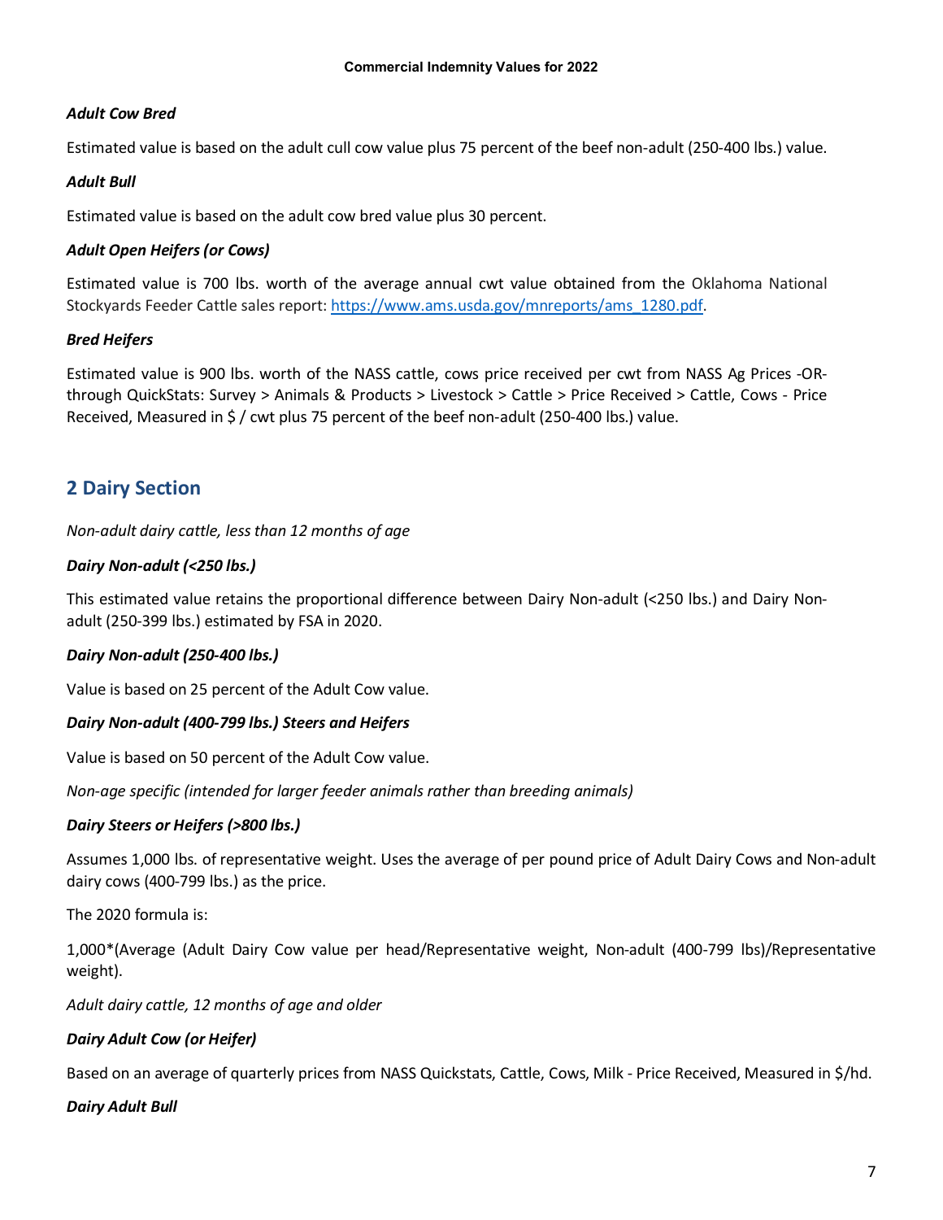***Adult Cow Bred***

Estimated value is based on the adult cull cow value plus 75 percent of the beef non-adult (250-400 lbs.) value.

***Adult Bull***

Estimated value is based on the adult cow bred value plus 30 percent.

***Adult Open Heifers (or Cows)***

Estimated value is 700 lbs. worth of the average annual cwt value obtained from the Oklahoma National Stockyards Feeder Cattle sales report: [https://www.ams.usda.gov/mnreports/ams_1280.pdf](https://www.ams.usda.gov/mnreports/ams_1280.pdf).

***Bred Heifers***

Estimated value is 900 lbs. worth of the NASS cattle, cows price received per cwt from NASS Ag Prices -OR- through QuickStats: Survey > Animals & Products > Livestock > Cattle > Price Received > Cattle, Cows - Price Received, Measured in $ / cwt plus 75 percent of the beef non-adult (250-400 lbs.) value.

## 2 Dairy Section

*Non-adult dairy cattle, less than 12 months of age*

***Dairy Non-adult (<250 lbs.)***

This estimated value retains the proportional difference between Dairy Non-adult (<250 lbs.) and Dairy Non-adult (250-399 lbs.) estimated by FSA in 2020.

***Dairy Non-adult (250-400 lbs.)***

Value is based on 25 percent of the Adult Cow value.

***Dairy Non-adult (400-799 lbs.) Steers and Heifers***

Value is based on 50 percent of the Adult Cow value.

*Non-age specific (intended for larger feeder animals rather than breeding animals)*

***Dairy Steers or Heifers (>800 lbs.)***

Assumes 1,000 lbs. of representative weight. Uses the average of per pound price of Adult Dairy Cows and Non-adult dairy cows (400-799 lbs.) as the price.

The 2020 formula is:

1,000*(Average (Adult Dairy Cow value per head/Representative weight, Non-adult (400-799 lbs)/Representative weight).

*Adult dairy cattle, 12 months of age and older*

***Dairy Adult Cow (or Heifer)***

Based on an average of quarterly prices from NASS Quickstats, Cattle, Cows, Milk - Price Received, Measured in $/hd.

***Dairy Adult Bull***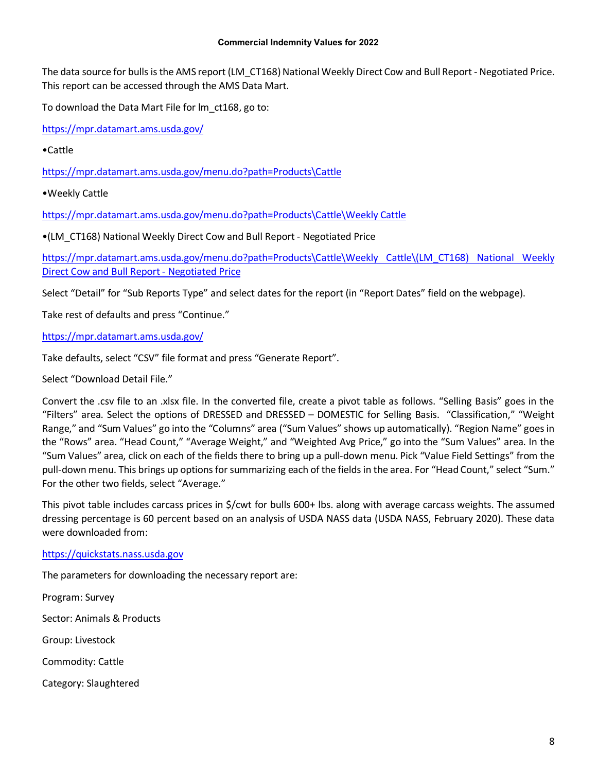**Commercial Indemnity Values for 2022**

The data source for bulls is the AMS report (LM_CT168) National Weekly Direct Cow and Bull Report - Negotiated Price. This report can be accessed through the AMS Data Mart.

To download the Data Mart File for lm_ct168, go to:

https://mpr.datamart.ams.usda.gov/

•Cattle

https://mpr.datamart.ams.usda.gov/menu.do?path=Products\Cattle

•Weekly Cattle

https://mpr.datamart.ams.usda.gov/menu.do?path=Products\Cattle\Weekly Cattle

•(LM_CT168) National Weekly Direct Cow and Bull Report - Negotiated Price

https://mpr.datamart.ams.usda.gov/menu.do?path=Products\Cattle\Weekly Cattle\(LM_CT168) National Weekly Direct Cow and Bull Report - Negotiated Price

Select "Detail" for "Sub Reports Type" and select dates for the report (in "Report Dates" field on the webpage).

Take rest of defaults and press "Continue."

https://mpr.datamart.ams.usda.gov/

Take defaults, select "CSV" file format and press "Generate Report".

Select "Download Detail File."

Convert the .csv file to an .xlsx file. In the converted file, create a pivot table as follows. "Selling Basis" goes in the "Filters" area. Select the options of DRESSED and DRESSED – DOMESTIC for Selling Basis. "Classification," "Weight Range," and "Sum Values" go into the "Columns" area ("Sum Values" shows up automatically). "Region Name" goes in the "Rows" area. "Head Count," "Average Weight," and "Weighted Avg Price," go into the "Sum Values" area. In the "Sum Values" area, click on each of the fields there to bring up a pull-down menu. Pick "Value Field Settings" from the pull-down menu. This brings up options for summarizing each of the fields in the area. For "Head Count," select "Sum." For the other two fields, select "Average."

This pivot table includes carcass prices in $/cwt for bulls 600+ lbs. along with average carcass weights. The assumed dressing percentage is 60 percent based on an analysis of USDA NASS data (USDA NASS, February 2020). These data were downloaded from:

https://quickstats.nass.usda.gov

The parameters for downloading the necessary report are:

Program: Survey

Sector: Animals & Products

Group: Livestock

Commodity: Cattle

Category: Slaughtered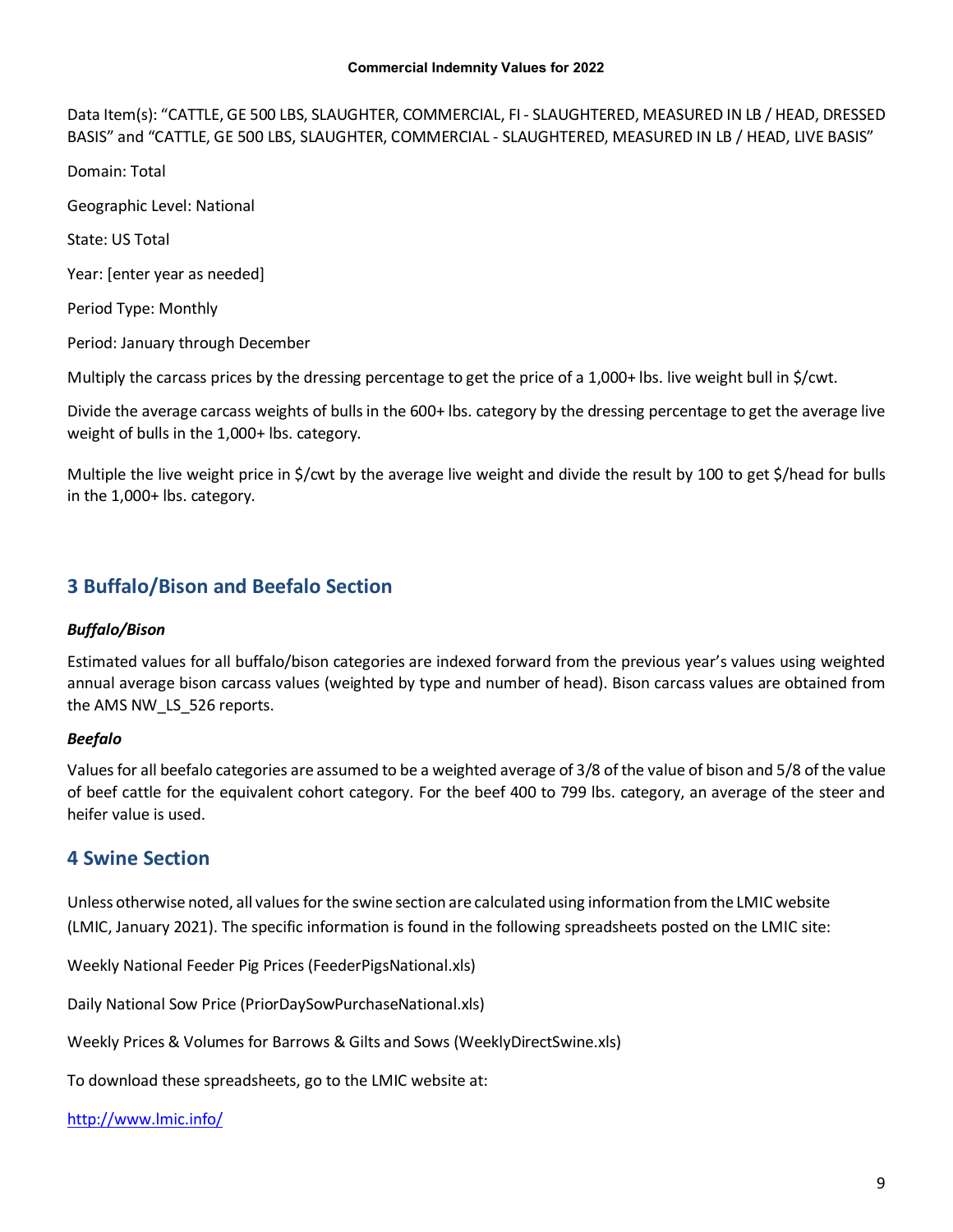Data Item(s): “CATTLE, GE 500 LBS, SLAUGHTER, COMMERCIAL, FI - SLAUGHTERED, MEASURED IN LB / HEAD, DRESSED BASIS” and “CATTLE, GE 500 LBS, SLAUGHTER, COMMERCIAL - SLAUGHTERED, MEASURED IN LB / HEAD, LIVE BASIS”

Domain: Total

Geographic Level: National

State: US Total

Year: [enter year as needed]

Period Type: Monthly

Period: January through December

Multiply the carcass prices by the dressing percentage to get the price of a 1,000+ lbs. live weight bull in $/cwt.

Divide the average carcass weights of bulls in the 600+ lbs. category by the dressing percentage to get the average live weight of bulls in the 1,000+ lbs. category.

Multiple the live weight price in $/cwt by the average live weight and divide the result by 100 to get $/head for bulls in the 1,000+ lbs. category.

## 3 Buffalo/Bison and Beefalo Section

### *Buffalo/Bison*

Estimated values for all buffalo/bison categories are indexed forward from the previous year’s values using weighted annual average bison carcass values (weighted by type and number of head). Bison carcass values are obtained from the AMS NW_LS_526 reports.

### *Beefalo*

Values for all beefalo categories are assumed to be a weighted average of 3/8 of the value of bison and 5/8 of the value of beef cattle for the equivalent cohort category. For the beef 400 to 799 lbs. category, an average of the steer and heifer value is used.

## 4 Swine Section

Unless otherwise noted, all values for the swine section are calculated using information from the LMIC website (LMIC, January 2021). The specific information is found in the following spreadsheets posted on the LMIC site:

Weekly National Feeder Pig Prices (FeederPigsNational.xls)

Daily National Sow Price (PriorDaySowPurchaseNational.xls)

Weekly Prices & Volumes for Barrows & Gilts and Sows (WeeklyDirectSwine.xls)

To download these spreadsheets, go to the LMIC website at:

http://www.lmic.info/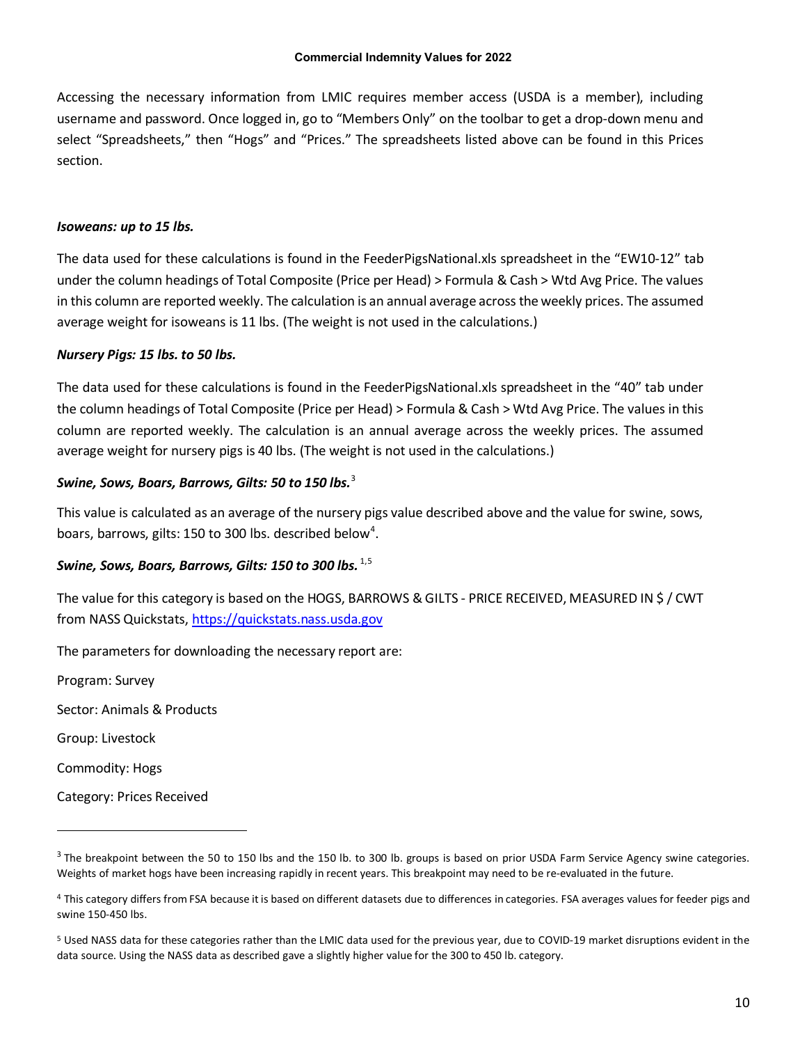Accessing the necessary information from LMIC requires member access (USDA is a member), including username and password. Once logged in, go to “Members Only” on the toolbar to get a drop-down menu and select “Spreadsheets,” then “Hogs” and “Prices.” The spreadsheets listed above can be found in this Prices section.

***Isoweans: up to 15 lbs.***

The data used for these calculations is found in the FeederPigsNational.xls spreadsheet in the “EW10-12” tab under the column headings of Total Composite (Price per Head) > Formula & Cash > Wtd Avg Price. The values in this column are reported weekly. The calculation is an annual average across the weekly prices. The assumed average weight for isoweans is 11 lbs. (The weight is not used in the calculations.)

***Nursery Pigs: 15 lbs. to 50 lbs.***

The data used for these calculations is found in the FeederPigsNational.xls spreadsheet in the “40” tab under the column headings of Total Composite (Price per Head) > Formula & Cash > Wtd Avg Price. The values in this column are reported weekly. The calculation is an annual average across the weekly prices. The assumed average weight for nursery pigs is 40 lbs. (The weight is not used in the calculations.)

***Swine, Sows, Boars, Barrows, Gilts: 50 to 150 lbs.***[3]

This value is calculated as an average of the nursery pigs value described above and the value for swine, sows, boars, barrows, gilts: 150 to 300 lbs. described below[4].

***Swine, Sows, Boars, Barrows, Gilts: 150 to 300 lbs.***[1,5]

The value for this category is based on the HOGS, BARROWS & GILTS - PRICE RECEIVED, MEASURED IN $ / CWT from NASS Quickstats, https://quickstats.nass.usda.gov

The parameters for downloading the necessary report are:

Program: Survey

Sector: Animals & Products

Group: Livestock

Commodity: Hogs

Category: Prices Received

---

[3] The breakpoint between the 50 to 150 lbs and the 150 lb. to 300 lb. groups is based on prior USDA Farm Service Agency swine categories. Weights of market hogs have been increasing rapidly in recent years. This breakpoint may need to be re-evaluated in the future.

[4] This category differs from FSA because it is based on different datasets due to differences in categories. FSA averages values for feeder pigs and swine 150-450 lbs.

[5] Used NASS data for these categories rather than the LMIC data used for the previous year, due to COVID-19 market disruptions evident in the data source. Using the NASS data as described gave a slightly higher value for the 300 to 450 lb. category.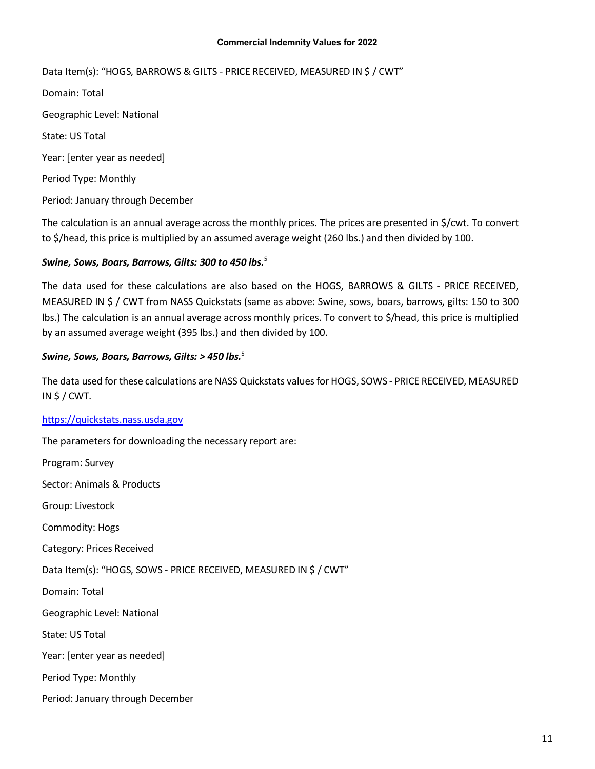Data Item(s): “HOGS, BARROWS & GILTS - PRICE RECEIVED, MEASURED IN $ / CWT”

Domain: Total

Geographic Level: National

State: US Total

Year: [enter year as needed]

Period Type: Monthly

Period: January through December

The calculation is an annual average across the monthly prices. The prices are presented in $/cwt. To convert to $/head, this price is multiplied by an assumed average weight (260 lbs.) and then divided by 100.

***Swine, Sows, Boars, Barrows, Gilts: 300 to 450 lbs.***[5]

The data used for these calculations are also based on the HOGS, BARROWS & GILTS - PRICE RECEIVED, MEASURED IN $ / CWT from NASS Quickstats (same as above: Swine, sows, boars, barrows, gilts: 150 to 300 lbs.) The calculation is an annual average across monthly prices. To convert to $/head, this price is multiplied by an assumed average weight (395 lbs.) and then divided by 100.

***Swine, Sows, Boars, Barrows, Gilts: > 450 lbs.***[5]

The data used for these calculations are NASS Quickstats values for HOGS, SOWS - PRICE RECEIVED, MEASURED IN $ / CWT.

https://quickstats.nass.usda.gov

The parameters for downloading the necessary report are:

Program: Survey

Sector: Animals & Products

Group: Livestock

Commodity: Hogs

Category: Prices Received

Data Item(s): “HOGS, SOWS - PRICE RECEIVED, MEASURED IN $ / CWT”

Domain: Total

Geographic Level: National

State: US Total

Year: [enter year as needed]

Period Type: Monthly

Period: January through December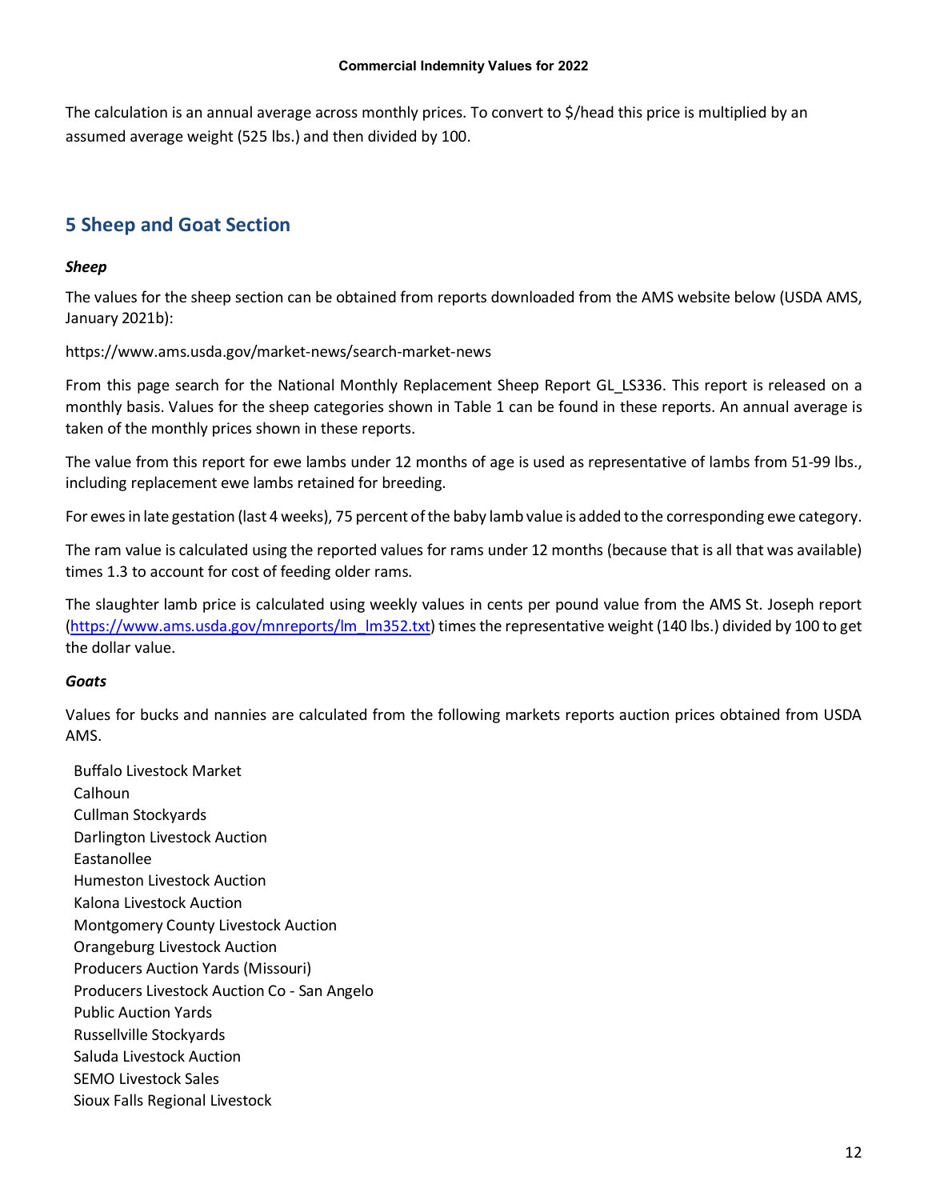The calculation is an annual average across monthly prices. To convert to $/head this price is multiplied by an assumed average weight (525 lbs.) and then divided by 100.

## 5 Sheep and Goat Section

### *Sheep*

The values for the sheep section can be obtained from reports downloaded from the AMS website below (USDA AMS, January 2021b):

https://www.ams.usda.gov/market-news/search-market-news

From this page search for the National Monthly Replacement Sheep Report GL_LS336. This report is released on a monthly basis. Values for the sheep categories shown in Table 1 can be found in these reports. An annual average is taken of the monthly prices shown in these reports.

The value from this report for ewe lambs under 12 months of age is used as representative of lambs from 51-99 lbs., including replacement ewe lambs retained for breeding.

For ewes in late gestation (last 4 weeks), 75 percent of the baby lamb value is added to the corresponding ewe category.

The ram value is calculated using the reported values for rams under 12 months (because that is all that was available) times 1.3 to account for cost of feeding older rams.

The slaughter lamb price is calculated using weekly values in cents per pound value from the AMS St. Joseph report (https://www.ams.usda.gov/mnreports/lm_lm352.txt) times the representative weight (140 lbs.) divided by 100 to get the dollar value.

### *Goats*

Values for bucks and nannies are calculated from the following markets reports auction prices obtained from USDA AMS.

Buffalo Livestock Market
Calhoun
Cullman Stockyards
Darlington Livestock Auction
Eastanollee
Humeston Livestock Auction
Kalona Livestock Auction
Montgomery County Livestock Auction
Orangeburg Livestock Auction
Producers Auction Yards (Missouri)
Producers Livestock Auction Co - San Angelo
Public Auction Yards
Russellville Stockyards
Saluda Livestock Auction
SEMO Livestock Sales
Sioux Falls Regional Livestock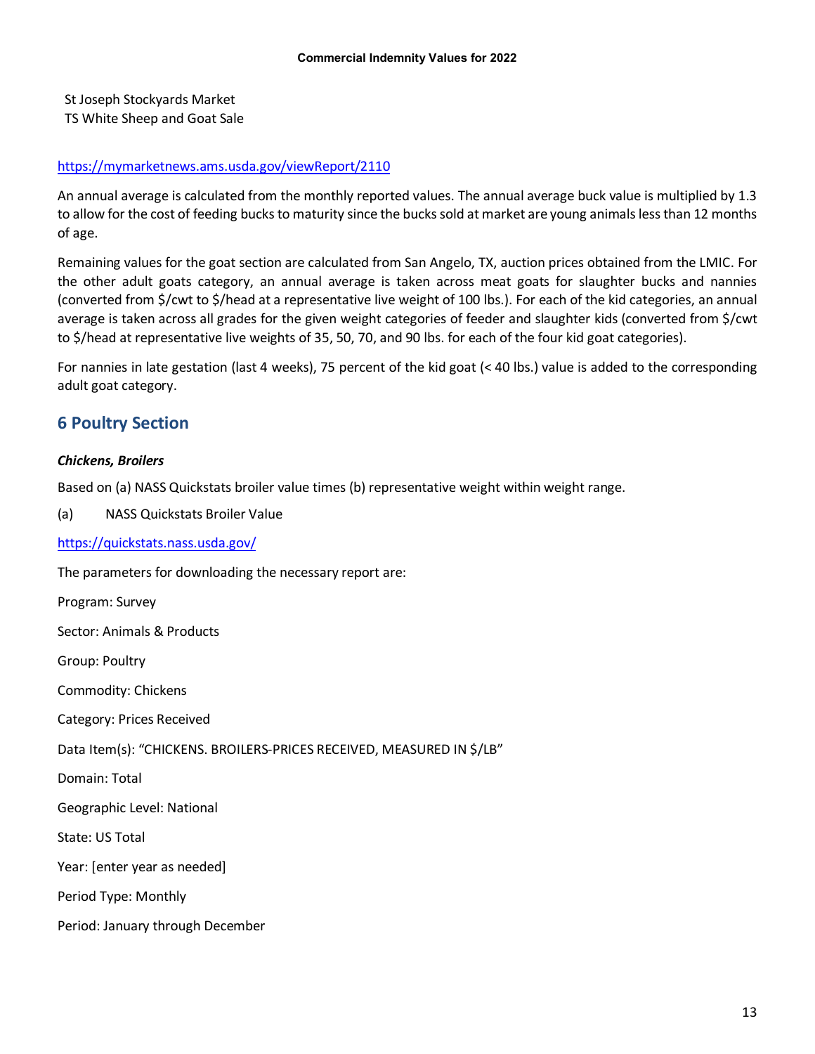St Joseph Stockyards Market
TS White Sheep and Goat Sale

https://mymarketnews.ams.usda.gov/viewReport/2110

An annual average is calculated from the monthly reported values. The annual average buck value is multiplied by 1.3 to allow for the cost of feeding bucks to maturity since the bucks sold at market are young animals less than 12 months of age.

Remaining values for the goat section are calculated from San Angelo, TX, auction prices obtained from the LMIC. For the other adult goats category, an annual average is taken across meat goats for slaughter bucks and nannies (converted from $/cwt to $/head at a representative live weight of 100 lbs.). For each of the kid categories, an annual average is taken across all grades for the given weight categories of feeder and slaughter kids (converted from $/cwt to $/head at representative live weights of 35, 50, 70, and 90 lbs. for each of the four kid goat categories).

For nannies in late gestation (last 4 weeks), 75 percent of the kid goat (< 40 lbs.) value is added to the corresponding adult goat category.

## 6 Poultry Section

***Chickens, Broilers***

Based on (a) NASS Quickstats broiler value times (b) representative weight within weight range.

(a) NASS Quickstats Broiler Value

https://quickstats.nass.usda.gov/

The parameters for downloading the necessary report are:

Program: Survey

Sector: Animals & Products

Group: Poultry

Commodity: Chickens

Category: Prices Received

Data Item(s): "CHICKENS. BROILERS-PRICES RECEIVED, MEASURED IN $/LB"

Domain: Total

Geographic Level: National

State: US Total

Year: [enter year as needed]

Period Type: Monthly

Period: January through December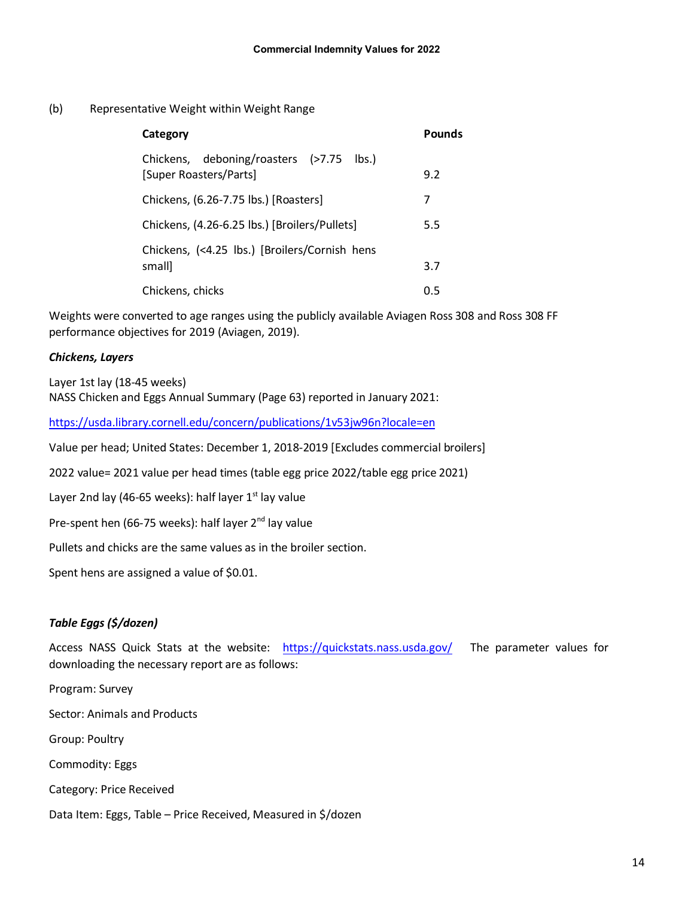(b) Representative Weight within Weight Range

| Category | Pounds |
|---|---|
| Chickens, deboning/roasters (>7.75 lbs.) [Super Roasters/Parts] | 9.2 |
| Chickens, (6.26-7.75 lbs.) [Roasters] | 7 |
| Chickens, (4.26-6.25 lbs.) [Broilers/Pullets] | 5.5 |
| Chickens, (<4.25 lbs.) [Broilers/Cornish hens small] | 3.7 |
| Chickens, chicks | 0.5 |

Weights were converted to age ranges using the publicly available Aviagen Ross 308 and Ross 308 FF performance objectives for 2019 (Aviagen, 2019).

***Chickens, Layers***

Layer 1st lay (18-45 weeks)
NASS Chicken and Eggs Annual Summary (Page 63) reported in January 2021:

https://usda.library.cornell.edu/concern/publications/1v53jw96n?locale=en

Value per head; United States: December 1, 2018-2019 [Excludes commercial broilers]

2022 value= 2021 value per head times (table egg price 2022/table egg price 2021)

Layer 2nd lay (46-65 weeks): half layer 1st lay value

Pre-spent hen (66-75 weeks): half layer 2nd lay value

Pullets and chicks are the same values as in the broiler section.

Spent hens are assigned a value of $0.01.

***Table Eggs ($/dozen)***

Access NASS Quick Stats at the website: https://quickstats.nass.usda.gov/ The parameter values for downloading the necessary report are as follows:

Program: Survey

Sector: Animals and Products

Group: Poultry

Commodity: Eggs

Category: Price Received

Data Item: Eggs, Table – Price Received, Measured in $/dozen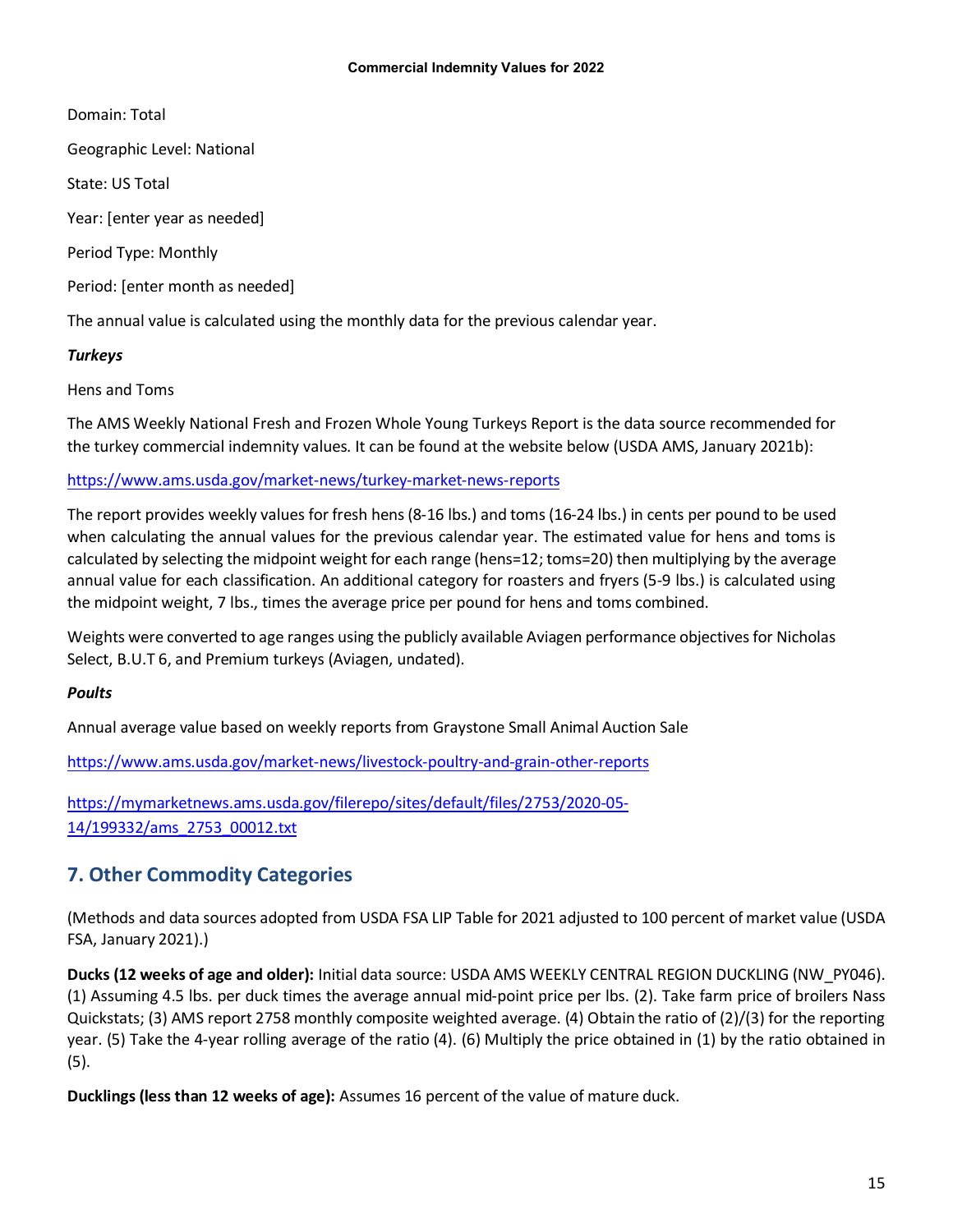Domain: Total

Geographic Level: National

State: US Total

Year: [enter year as needed]

Period Type: Monthly

Period: [enter month as needed]

The annual value is calculated using the monthly data for the previous calendar year.

***Turkeys***

Hens and Toms

The AMS Weekly National Fresh and Frozen Whole Young Turkeys Report is the data source recommended for the turkey commercial indemnity values. It can be found at the website below (USDA AMS, January 2021b):

https://www.ams.usda.gov/market-news/turkey-market-news-reports

The report provides weekly values for fresh hens (8-16 lbs.) and toms (16-24 lbs.) in cents per pound to be used when calculating the annual values for the previous calendar year. The estimated value for hens and toms is calculated by selecting the midpoint weight for each range (hens=12; toms=20) then multiplying by the average annual value for each classification. An additional category for roasters and fryers (5-9 lbs.) is calculated using the midpoint weight, 7 lbs., times the average price per pound for hens and toms combined.

Weights were converted to age ranges using the publicly available Aviagen performance objectives for Nicholas Select, B.U.T 6, and Premium turkeys (Aviagen, undated).

***Poults***

Annual average value based on weekly reports from Graystone Small Animal Auction Sale

https://www.ams.usda.gov/market-news/livestock-poultry-and-grain-other-reports

https://mymarketnews.ams.usda.gov/filerepo/sites/default/files/2753/2020-05-14/199332/ams_2753_00012.txt

## 7. Other Commodity Categories

(Methods and data sources adopted from USDA FSA LIP Table for 2021 adjusted to 100 percent of market value (USDA FSA, January 2021).)

**Ducks (12 weeks of age and older):** Initial data source: USDA AMS WEEKLY CENTRAL REGION DUCKLING (NW_PY046). (1) Assuming 4.5 lbs. per duck times the average annual mid-point price per lbs. (2). Take farm price of broilers Nass Quickstats; (3) AMS report 2758 monthly composite weighted average. (4) Obtain the ratio of (2)/(3) for the reporting year. (5) Take the 4-year rolling average of the ratio (4). (6) Multiply the price obtained in (1) by the ratio obtained in (5).

**Ducklings (less than 12 weeks of age):** Assumes 16 percent of the value of mature duck.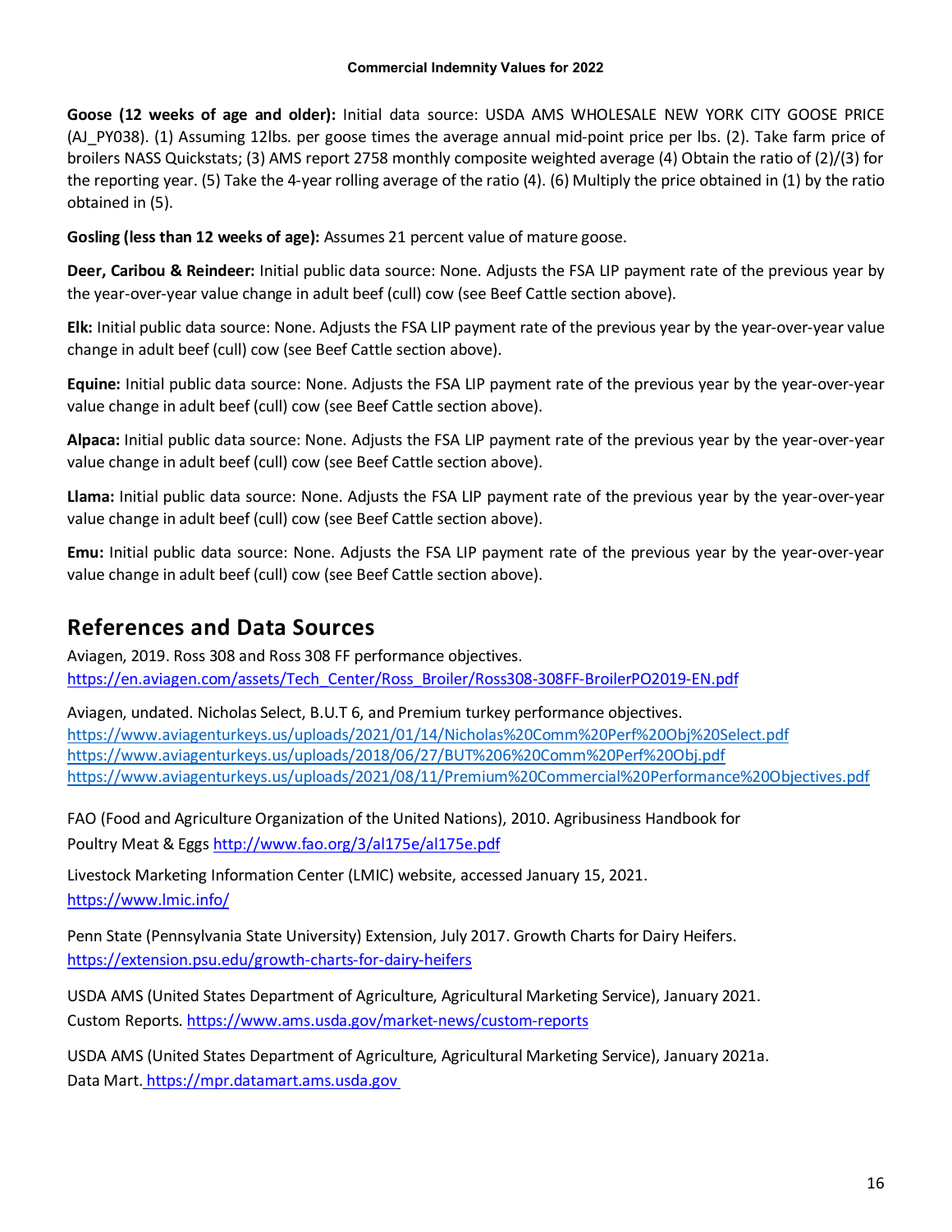**Goose (12 weeks of age and older):** Initial data source: USDA AMS WHOLESALE NEW YORK CITY GOOSE PRICE (AJ_PY038). (1) Assuming 12lbs. per goose times the average annual mid-point price per lbs. (2). Take farm price of broilers NASS Quickstats; (3) AMS report 2758 monthly composite weighted average (4) Obtain the ratio of (2)/(3) for the reporting year. (5) Take the 4-year rolling average of the ratio (4). (6) Multiply the price obtained in (1) by the ratio obtained in (5).

**Gosling (less than 12 weeks of age):** Assumes 21 percent value of mature goose.

**Deer, Caribou & Reindeer:** Initial public data source: None. Adjusts the FSA LIP payment rate of the previous year by the year-over-year value change in adult beef (cull) cow (see Beef Cattle section above).

**Elk:** Initial public data source: None. Adjusts the FSA LIP payment rate of the previous year by the year-over-year value change in adult beef (cull) cow (see Beef Cattle section above).

**Equine:** Initial public data source: None. Adjusts the FSA LIP payment rate of the previous year by the year-over-year value change in adult beef (cull) cow (see Beef Cattle section above).

**Alpaca:** Initial public data source: None. Adjusts the FSA LIP payment rate of the previous year by the year-over-year value change in adult beef (cull) cow (see Beef Cattle section above).

**Llama:** Initial public data source: None. Adjusts the FSA LIP payment rate of the previous year by the year-over-year value change in adult beef (cull) cow (see Beef Cattle section above).

**Emu:** Initial public data source: None. Adjusts the FSA LIP payment rate of the previous year by the year-over-year value change in adult beef (cull) cow (see Beef Cattle section above).

## References and Data Sources

Aviagen, 2019. Ross 308 and Ross 308 FF performance objectives.
https://en.aviagen.com/assets/Tech_Center/Ross_Broiler/Ross308-308FF-BroilerPO2019-EN.pdf

Aviagen, undated. Nicholas Select, B.U.T 6, and Premium turkey performance objectives.
https://www.aviagenturkeys.us/uploads/2021/01/14/Nicholas%20Comm%20Perf%20Obj%20Select.pdf
https://www.aviagenturkeys.us/uploads/2018/06/27/BUT%206%20Comm%20Perf%20Obj.pdf
https://www.aviagenturkeys.us/uploads/2021/08/11/Premium%20Commercial%20Performance%20Objectives.pdf

FAO (Food and Agriculture Organization of the United Nations), 2010. Agribusiness Handbook for Poultry Meat & Eggs http://www.fao.org/3/al175e/al175e.pdf

Livestock Marketing Information Center (LMIC) website, accessed January 15, 2021.
https://www.lmic.info/

Penn State (Pennsylvania State University) Extension, July 2017. Growth Charts for Dairy Heifers.
https://extension.psu.edu/growth-charts-for-dairy-heifers

USDA AMS (United States Department of Agriculture, Agricultural Marketing Service), January 2021. Custom Reports. https://www.ams.usda.gov/market-news/custom-reports

USDA AMS (United States Department of Agriculture, Agricultural Marketing Service), January 2021a. Data Mart. https://mpr.datamart.ams.usda.gov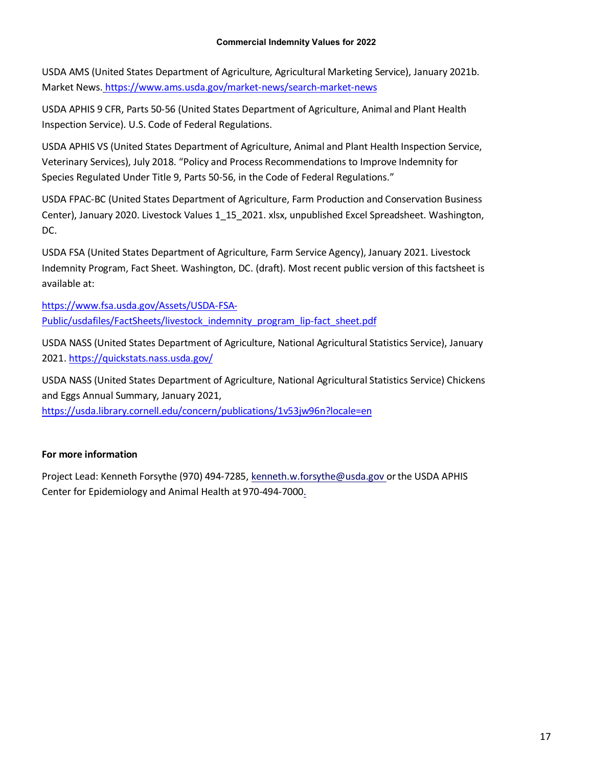USDA AMS (United States Department of Agriculture, Agricultural Marketing Service), January 2021b. Market News. https://www.ams.usda.gov/market-news/search-market-news

USDA APHIS 9 CFR, Parts 50-56 (United States Department of Agriculture, Animal and Plant Health Inspection Service). U.S. Code of Federal Regulations.

USDA APHIS VS (United States Department of Agriculture, Animal and Plant Health Inspection Service, Veterinary Services), July 2018. "Policy and Process Recommendations to Improve Indemnity for Species Regulated Under Title 9, Parts 50-56, in the Code of Federal Regulations."

USDA FPAC-BC (United States Department of Agriculture, Farm Production and Conservation Business Center), January 2020. Livestock Values 1_15_2021. xlsx, unpublished Excel Spreadsheet. Washington, DC.

USDA FSA (United States Department of Agriculture, Farm Service Agency), January 2021. Livestock Indemnity Program, Fact Sheet. Washington, DC. (draft). Most recent public version of this factsheet is available at:

https://www.fsa.usda.gov/Assets/USDA-FSA-Public/usdafiles/FactSheets/livestock_indemnity_program_lip-fact_sheet.pdf

USDA NASS (United States Department of Agriculture, National Agricultural Statistics Service), January 2021. https://quickstats.nass.usda.gov/

USDA NASS (United States Department of Agriculture, National Agricultural Statistics Service) Chickens and Eggs Annual Summary, January 2021, https://usda.library.cornell.edu/concern/publications/1v53jw96n?locale=en

**For more information**

Project Lead: Kenneth Forsythe (970) 494-7285, kenneth.w.forsythe@usda.gov or the USDA APHIS Center for Epidemiology and Animal Health at 970-494-7000.